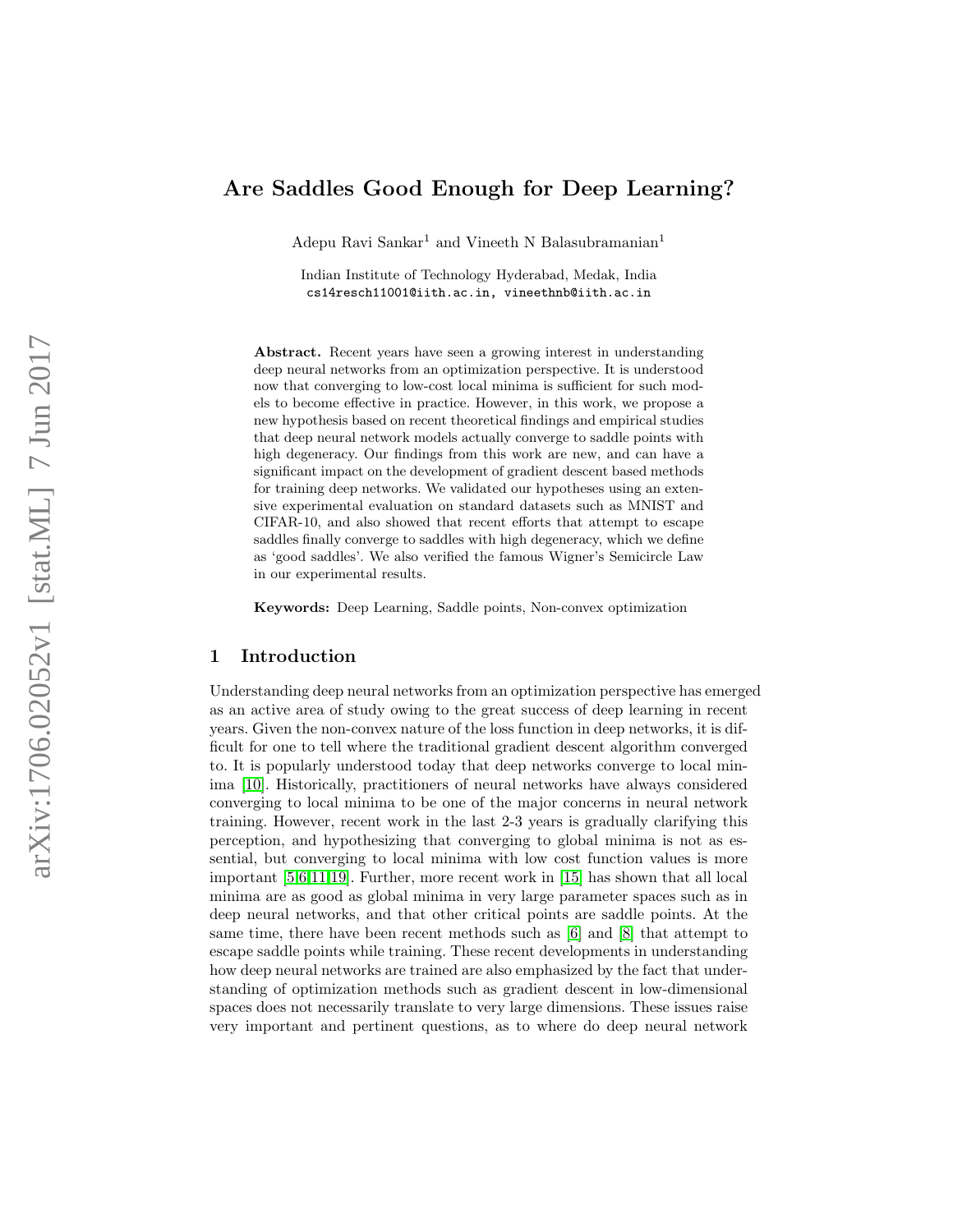# Are Saddles Good Enough for Deep Learning?

Adepu Ravi Sankar[1] and Vineeth N Balasubramanian[1]

Indian Institute of Technology Hyderabad, Medak, India
cs14resch11001@iith.ac.in, vineethnb@iith.ac.in

**Abstract.** Recent years have seen a growing interest in understanding deep neural networks from an optimization perspective. It is understood now that converging to low-cost local minima is sufficient for such models to become effective in practice. However, in this work, we propose a new hypothesis based on recent theoretical findings and empirical studies that deep neural network models actually converge to saddle points with high degeneracy. Our findings from this work are new, and can have a significant impact on the development of gradient descent based methods for training deep networks. We validated our hypotheses using an extensive experimental evaluation on standard datasets such as MNIST and CIFAR-10, and also showed that recent efforts that attempt to escape saddles finally converge to saddles with high degeneracy, which we define as 'good saddles'. We also verified the famous Wigner's Semicircle Law in our experimental results.

**Keywords:** Deep Learning, Saddle points, Non-convex optimization

## 1 Introduction

Understanding deep neural networks from an optimization perspective has emerged as an active area of study owing to the great success of deep learning in recent years. Given the non-convex nature of the loss function in deep networks, it is difficult for one to tell where the traditional gradient descent algorithm converged to. It is popularly understood today that deep networks converge to local minima [10]. Historically, practitioners of neural networks have always considered converging to local minima to be one of the major concerns in neural network training. However, recent work in the last 2-3 years is gradually clarifying this perception, and hypothesizing that converging to global minima is not as essential, but converging to local minima with low cost function values is more important [5,6,11,19]. Further, more recent work in [15] has shown that all local minima are as good as global minima in very large parameter spaces such as in deep neural networks, and that other critical points are saddle points. At the same time, there have been recent methods such as [6] and [8] that attempt to escape saddle points while training. These recent developments in understanding how deep neural networks are trained are also emphasized by the fact that understanding of optimization methods such as gradient descent in low-dimensional spaces does not necessarily translate to very large dimensions. These issues raise very important and pertinent questions, as to where do deep neural network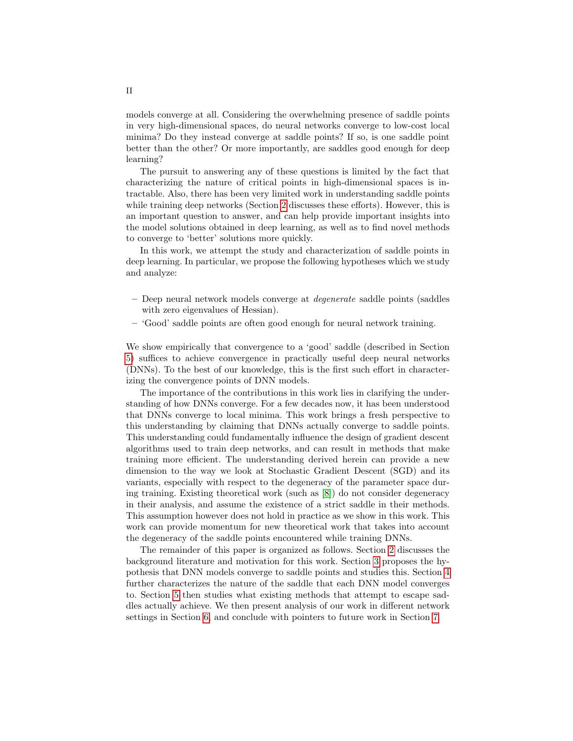models converge at all. Considering the overwhelming presence of saddle points in very high-dimensional spaces, do neural networks converge to low-cost local minima? Do they instead converge at saddle points? If so, is one saddle point better than the other? Or more importantly, are saddles good enough for deep learning?

The pursuit to answering any of these questions is limited by the fact that characterizing the nature of critical points in high-dimensional spaces is intractable. Also, there has been very limited work in understanding saddle points while training deep networks (Section 2 discusses these efforts). However, this is an important question to answer, and can help provide important insights into the model solutions obtained in deep learning, as well as to find novel methods to converge to 'better' solutions more quickly.

In this work, we attempt the study and characterization of saddle points in deep learning. In particular, we propose the following hypotheses which we study and analyze:

- Deep neural network models converge at *degenerate* saddle points (saddles with zero eigenvalues of Hessian).
- 'Good' saddle points are often good enough for neural network training.

We show empirically that convergence to a 'good' saddle (described in Section 5) suffices to achieve convergence in practically useful deep neural networks (DNNs). To the best of our knowledge, this is the first such effort in characterizing the convergence points of DNN models.

The importance of the contributions in this work lies in clarifying the understanding of how DNNs converge. For a few decades now, it has been understood that DNNs converge to local minima. This work brings a fresh perspective to this understanding by claiming that DNNs actually converge to saddle points. This understanding could fundamentally influence the design of gradient descent algorithms used to train deep networks, and can result in methods that make training more efficient. The understanding derived herein can provide a new dimension to the way we look at Stochastic Gradient Descent (SGD) and its variants, especially with respect to the degeneracy of the parameter space during training. Existing theoretical work (such as [8]) do not consider degeneracy in their analysis, and assume the existence of a strict saddle in their methods. This assumption however does not hold in practice as we show in this work. This work can provide momentum for new theoretical work that takes into account the degeneracy of the saddle points encountered while training DNNs.

The remainder of this paper is organized as follows. Section 2 discusses the background literature and motivation for this work. Section 3 proposes the hypothesis that DNN models converge to saddle points and studies this. Section 4 further characterizes the nature of the saddle that each DNN model converges to. Section 5 then studies what existing methods that attempt to escape saddles actually achieve. We then present analysis of our work in different network settings in Section 6, and conclude with pointers to future work in Section 7.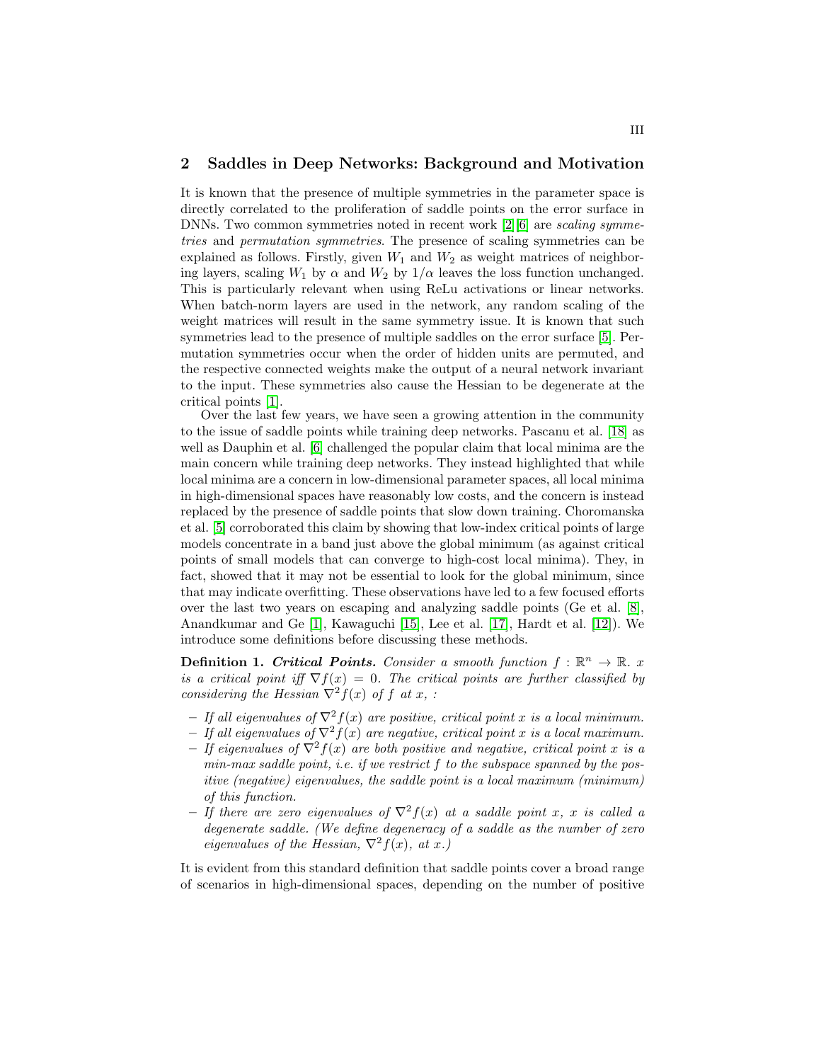## 2 Saddles in Deep Networks: Background and Motivation

It is known that the presence of multiple symmetries in the parameter space is directly correlated to the proliferation of saddle points on the error surface in DNNs. Two common symmetries noted in recent work [2][6] are *scaling symmetries* and *permutation symmetries*. The presence of scaling symmetries can be explained as follows. Firstly, given $W_1$ and $W_2$ as weight matrices of neighboring layers, scaling $W_1$ by $\alpha$ and $W_2$ by $1/\alpha$ leaves the loss function unchanged. This is particularly relevant when using ReLu activations or linear networks. When batch-norm layers are used in the network, any random scaling of the weight matrices will result in the same symmetry issue. It is known that such symmetries lead to the presence of multiple saddles on the error surface [5]. Permutation symmetries occur when the order of hidden units are permuted, and the respective connected weights make the output of a neural network invariant to the input. These symmetries also cause the Hessian to be degenerate at the critical points [1].

Over the last few years, we have seen a growing attention in the community to the issue of saddle points while training deep networks. Pascanu et al. [18] as well as Dauphin et al. [6] challenged the popular claim that local minima are the main concern while training deep networks. They instead highlighted that while local minima are a concern in low-dimensional parameter spaces, all local minima in high-dimensional spaces have reasonably low costs, and the concern is instead replaced by the presence of saddle points that slow down training. Choromanska et al. [5] corroborated this claim by showing that low-index critical points of large models concentrate in a band just above the global minimum (as against critical points of small models that can converge to high-cost local minima). They, in fact, showed that it may not be essential to look for the global minimum, since that may indicate overfitting. These observations have led to a few focused efforts over the last two years on escaping and analyzing saddle points (Ge et al. [8], Anandkumar and Ge [1], Kawaguchi [15], Lee et al. [17], Hardt et al. [12]). We introduce some definitions before discussing these methods.

**Definition 1.** ***Critical Points.*** *Consider a smooth function $f : \mathbb{R}^n \to \mathbb{R}$. $x$ is a critical point iff $\nabla f(x) = 0$. The critical points are further classified by considering the Hessian $\nabla^2 f(x)$ of $f$ at $x$, :*

- *If all eigenvalues of $\nabla^2 f(x)$ are positive, critical point $x$ is a local minimum.*
- *If all eigenvalues of $\nabla^2 f(x)$ are negative, critical point $x$ is a local maximum.*
- *If eigenvalues of $\nabla^2 f(x)$ are both positive and negative, critical point $x$ is a min-max saddle point, i.e. if we restrict $f$ to the subspace spanned by the positive (negative) eigenvalues, the saddle point is a local maximum (minimum) of this function.*
- *If there are zero eigenvalues of $\nabla^2 f(x)$ at a saddle point $x$, $x$ is called a degenerate saddle. (We define degeneracy of a saddle as the number of zero eigenvalues of the Hessian, $\nabla^2 f(x)$, at $x$.)*

It is evident from this standard definition that saddle points cover a broad range of scenarios in high-dimensional spaces, depending on the number of positive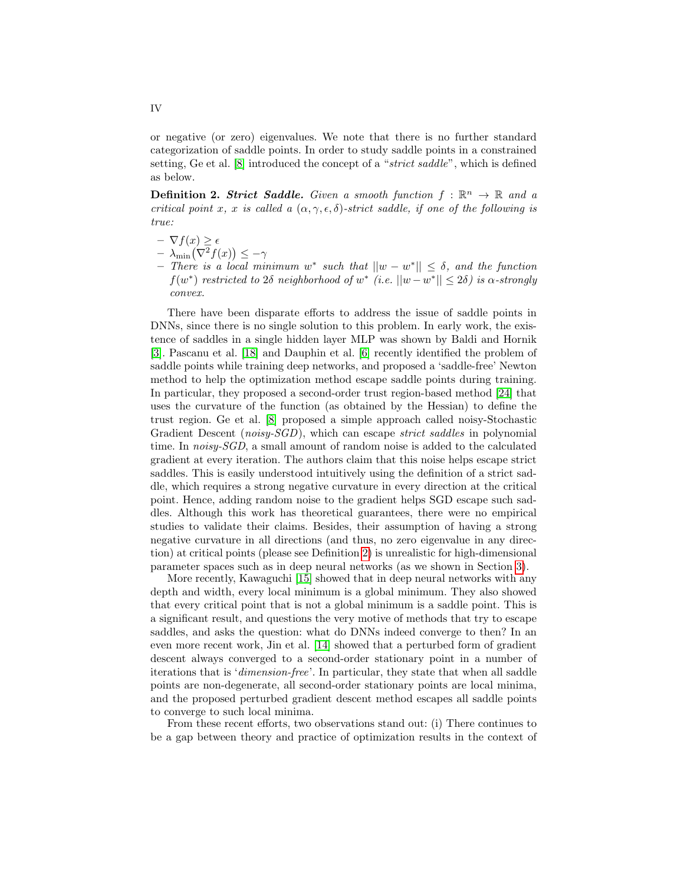or negative (or zero) eigenvalues. We note that there is no further standard categorization of saddle points. In order to study saddle points in a constrained setting, Ge et al. [8] introduced the concept of a "*strict saddle*", which is defined as below.

**Definition 2.** ***Strict Saddle.*** *Given a smooth function $f : \mathbb{R}^n \rightarrow \mathbb{R}$ and a critical point $x$, $x$ is called a $(\alpha, \gamma, \epsilon, \delta)$-strict saddle, if one of the following is true:*

- $\nabla f(x) \geq \epsilon$
- $\lambda_{\min}\big(\nabla^2 f(x)\big) \leq -\gamma$
- *There is a local minimum $w^*$ such that $||w - w^*|| \leq \delta$, and the function $f(w^*)$ restricted to $2\delta$ neighborhood of $w^*$ (i.e. $||w - w^*|| \leq 2\delta$) is $\alpha$-strongly convex.*

There have been disparate efforts to address the issue of saddle points in DNNs, since there is no single solution to this problem. In early work, the existence of saddles in a single hidden layer MLP was shown by Baldi and Hornik [3]. Pascanu et al. [18] and Dauphin et al. [6] recently identified the problem of saddle points while training deep networks, and proposed a 'saddle-free' Newton method to help the optimization method escape saddle points during training. In particular, they proposed a second-order trust region-based method [24] that uses the curvature of the function (as obtained by the Hessian) to define the trust region. Ge et al. [8] proposed a simple approach called noisy-Stochastic Gradient Descent (*noisy-SGD*), which can escape *strict saddles* in polynomial time. In *noisy-SGD*, a small amount of random noise is added to the calculated gradient at every iteration. The authors claim that this noise helps escape strict saddles. This is easily understood intuitively using the definition of a strict saddle, which requires a strong negative curvature in every direction at the critical point. Hence, adding random noise to the gradient helps SGD escape such saddles. Although this work has theoretical guarantees, there were no empirical studies to validate their claims. Besides, their assumption of having a strong negative curvature in all directions (and thus, no zero eigenvalue in any direction) at critical points (please see Definition 2) is unrealistic for high-dimensional parameter spaces such as in deep neural networks (as we shown in Section 3).

More recently, Kawaguchi [15] showed that in deep neural networks with any depth and width, every local minimum is a global minimum. They also showed that every critical point that is not a global minimum is a saddle point. This is a significant result, and questions the very motive of methods that try to escape saddles, and asks the question: what do DNNs indeed converge to then? In an even more recent work, Jin et al. [14] showed that a perturbed form of gradient descent always converged to a second-order stationary point in a number of iterations that is '*dimension-free*'. In particular, they state that when all saddle points are non-degenerate, all second-order stationary points are local minima, and the proposed perturbed gradient descent method escapes all saddle points to converge to such local minima.

From these recent efforts, two observations stand out: (i) There continues to be a gap between theory and practice of optimization results in the context of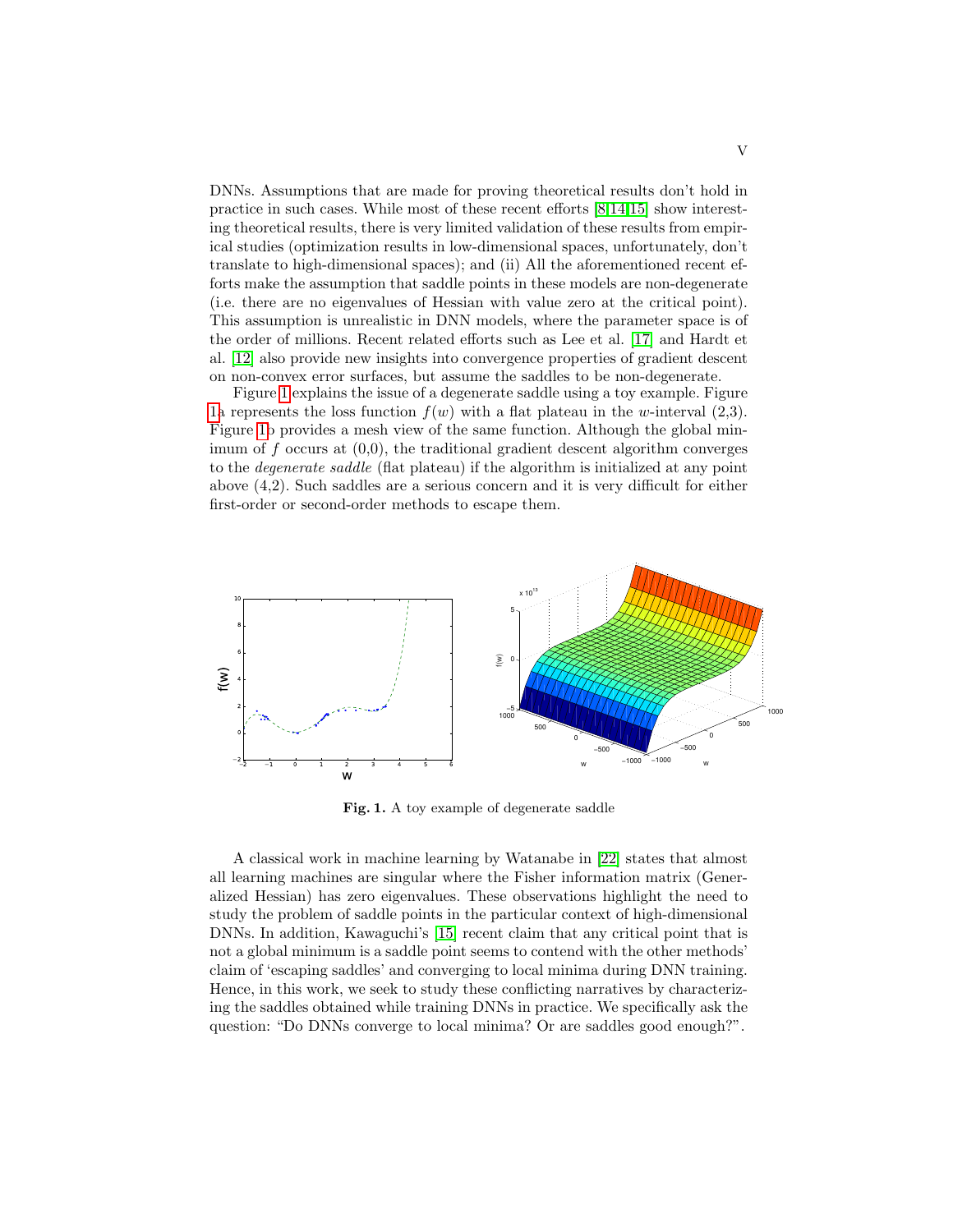DNNs. Assumptions that are made for proving theoretical results don't hold in practice in such cases. While most of these recent efforts [8,14,15] show interesting theoretical results, there is very limited validation of these results from empirical studies (optimization results in low-dimensional spaces, unfortunately, don't translate to high-dimensional spaces); and (ii) All the aforementioned recent efforts make the assumption that saddle points in these models are non-degenerate (i.e. there are no eigenvalues of Hessian with value zero at the critical point). This assumption is unrealistic in DNN models, where the parameter space is of the order of millions. Recent related efforts such as Lee et al. [17] and Hardt et al. [12] also provide new insights into convergence properties of gradient descent on non-convex error surfaces, but assume the saddles to be non-degenerate.

Figure 1 explains the issue of a degenerate saddle using a toy example. Figure 1a represents the loss function $f(w)$ with a flat plateau in the $w$-interval (2,3). Figure 1b provides a mesh view of the same function. Although the global minimum of $f$ occurs at (0,0), the traditional gradient descent algorithm converges to the *degenerate saddle* (flat plateau) if the algorithm is initialized at any point above (4,2). Such saddles are a serious concern and it is very difficult for either first-order or second-order methods to escape them.

**Fig. 1.** A toy example of degenerate saddle

A classical work in machine learning by Watanabe in [22] states that almost all learning machines are singular where the Fisher information matrix (Generalized Hessian) has zero eigenvalues. These observations highlight the need to study the problem of saddle points in the particular context of high-dimensional DNNs. In addition, Kawaguchi's [15] recent claim that any critical point that is not a global minimum is a saddle point seems to contend with the other methods' claim of 'escaping saddles' and converging to local minima during DNN training. Hence, in this work, we seek to study these conflicting narratives by characterizing the saddles obtained while training DNNs in practice. We specifically ask the question: "Do DNNs converge to local minima? Or are saddles good enough?".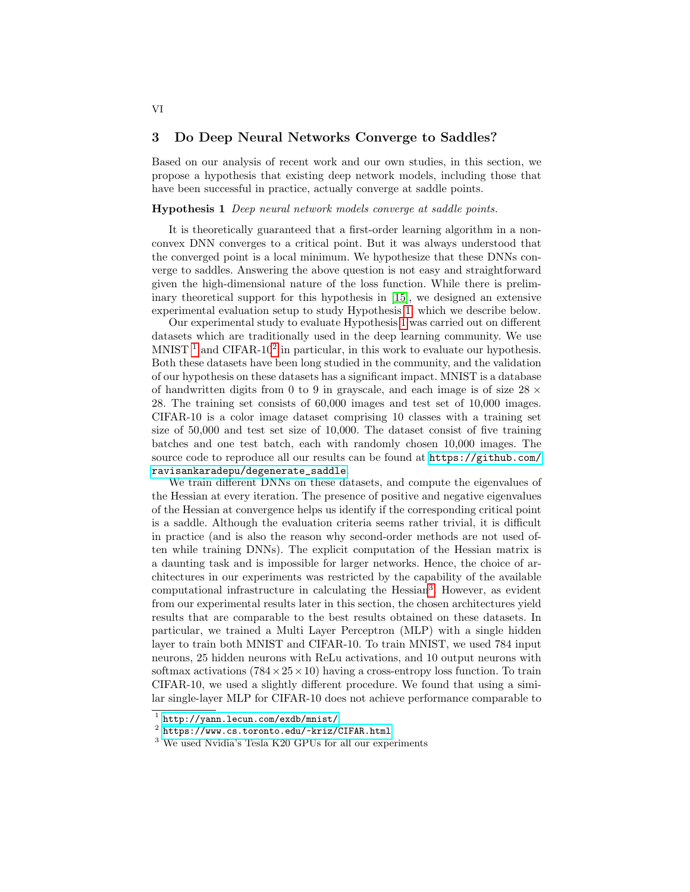## 3 Do Deep Neural Networks Converge to Saddles?

Based on our analysis of recent work and our own studies, in this section, we propose a hypothesis that existing deep network models, including those that have been successful in practice, actually converge at saddle points.

**Hypothesis 1** *Deep neural network models converge at saddle points.*

It is theoretically guaranteed that a first-order learning algorithm in a non-convex DNN converges to a critical point. But it was always understood that the converged point is a local minimum. We hypothesize that these DNNs converge to saddles. Answering the above question is not easy and straightforward given the high-dimensional nature of the loss function. While there is preliminary theoretical support for this hypothesis in [15], we designed an extensive experimental evaluation setup to study Hypothesis 1, which we describe below.

Our experimental study to evaluate Hypothesis 1 was carried out on different datasets which are traditionally used in the deep learning community. We use MNIST [1] and CIFAR-10[2] in particular, in this work to evaluate our hypothesis. Both these datasets have been long studied in the community, and the validation of our hypothesis on these datasets has a significant impact. MNIST is a database of handwritten digits from 0 to 9 in grayscale, and each image is of size $28 \times 28$. The training set consists of 60,000 images and test set of 10,000 images. CIFAR-10 is a color image dataset comprising 10 classes with a training set size of 50,000 and test set size of 10,000. The dataset consist of five training batches and one test batch, each with randomly chosen 10,000 images. The source code to reproduce all our results can be found at `https://github.com/ravisankaradepu/degenerate_saddle`.

We train different DNNs on these datasets, and compute the eigenvalues of the Hessian at every iteration. The presence of positive and negative eigenvalues of the Hessian at convergence helps us identify if the corresponding critical point is a saddle. Although the evaluation criteria seems rather trivial, it is difficult in practice (and is also the reason why second-order methods are not used often while training DNNs). The explicit computation of the Hessian matrix is a daunting task and is impossible for larger networks. Hence, the choice of architectures in our experiments was restricted by the capability of the available computational infrastructure in calculating the Hessian[3]. However, as evident from our experimental results later in this section, the chosen architectures yield results that are comparable to the best results obtained on these datasets. In particular, we trained a Multi Layer Perceptron (MLP) with a single hidden layer to train both MNIST and CIFAR-10. To train MNIST, we used 784 input neurons, 25 hidden neurons with ReLu activations, and 10 output neurons with softmax activations ($784 \times 25 \times 10$) having a cross-entropy loss function. To train CIFAR-10, we used a slightly different procedure. We found that using a similar single-layer MLP for CIFAR-10 does not achieve performance comparable to

---

[1] `http://yann.lecun.com/exdb/mnist/`

[2] `https://www.cs.toronto.edu/~kriz/CIFAR.html`

[3] We used Nvidia's Tesla K20 GPUs for all our experiments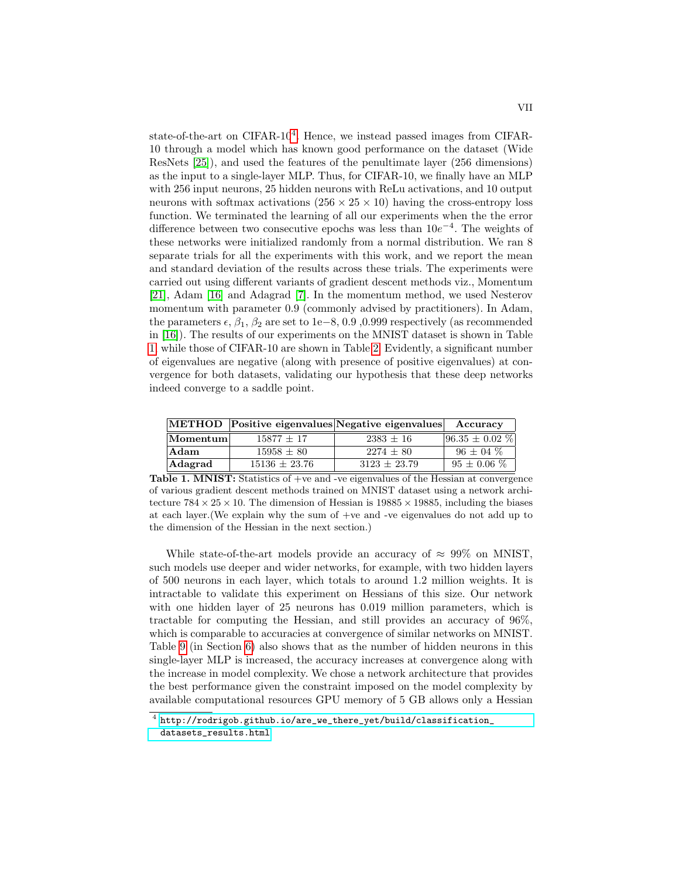state-of-the-art on CIFAR-10[4]. Hence, we instead passed images from CIFAR-10 through a model which has known good performance on the dataset (Wide ResNets [25]), and used the features of the penultimate layer (256 dimensions) as the input to a single-layer MLP. Thus, for CIFAR-10, we finally have an MLP with 256 input neurons, 25 hidden neurons with ReLu activations, and 10 output neurons with softmax activations ($256 \times 25 \times 10$) having the cross-entropy loss function. We terminated the learning of all our experiments when the the error difference between two consecutive epochs was less than $10e^{-4}$. The weights of these networks were initialized randomly from a normal distribution. We ran 8 separate trials for all the experiments with this work, and we report the mean and standard deviation of the results across these trials. The experiments were carried out using different variants of gradient descent methods viz., Momentum [21], Adam [16] and Adagrad [7]. In the momentum method, we used Nesterov momentum with parameter 0.9 (commonly advised by practitioners). In Adam, the parameters $\epsilon$, $\beta_1$, $\beta_2$ are set to 1e−8, 0.9 ,0.999 respectively (as recommended in [16]). The results of our experiments on the MNIST dataset is shown in Table 1, while those of CIFAR-10 are shown in Table 2. Evidently, a significant number of eigenvalues are negative (along with presence of positive eigenvalues) at convergence for both datasets, validating our hypothesis that these deep networks indeed converge to a saddle point.

| METHOD | Positive eigenvalues | Negative eigenvalues | Accuracy |
|---|---|---|---|
| **Momentum** | $15877 \pm 17$ | $2383 \pm 16$ | $96.35 \pm 0.02$ % |
| **Adam** | $15958 \pm 80$ | $2274 \pm 80$ | $96 \pm 04$ % |
| **Adagrad** | $15136 \pm 23.76$ | $3123 \pm 23.79$ | $95 \pm 0.06$ % |

**Table 1. MNIST:** Statistics of +ve and -ve eigenvalues of the Hessian at convergence of various gradient descent methods trained on MNIST dataset using a network architecture $784 \times 25 \times 10$. The dimension of Hessian is $19885 \times 19885$, including the biases at each layer.(We explain why the sum of +ve and -ve eigenvalues do not add up to the dimension of the Hessian in the next section.)

While state-of-the-art models provide an accuracy of $\approx$ 99% on MNIST, such models use deeper and wider networks, for example, with two hidden layers of 500 neurons in each layer, which totals to around 1.2 million weights. It is intractable to validate this experiment on Hessians of this size. Our network with one hidden layer of 25 neurons has 0.019 million parameters, which is tractable for computing the Hessian, and still provides an accuracy of 96%, which is comparable to accuracies at convergence of similar networks on MNIST. Table 9 (in Section 6) also shows that as the number of hidden neurons in this single-layer MLP is increased, the accuracy increases at convergence along with the increase in model complexity. We chose a network architecture that provides the best performance given the constraint imposed on the model complexity by available computational resources GPU memory of 5 GB allows only a Hessian

[4] http://rodrigob.github.io/are_we_there_yet/build/classification_datasets_results.html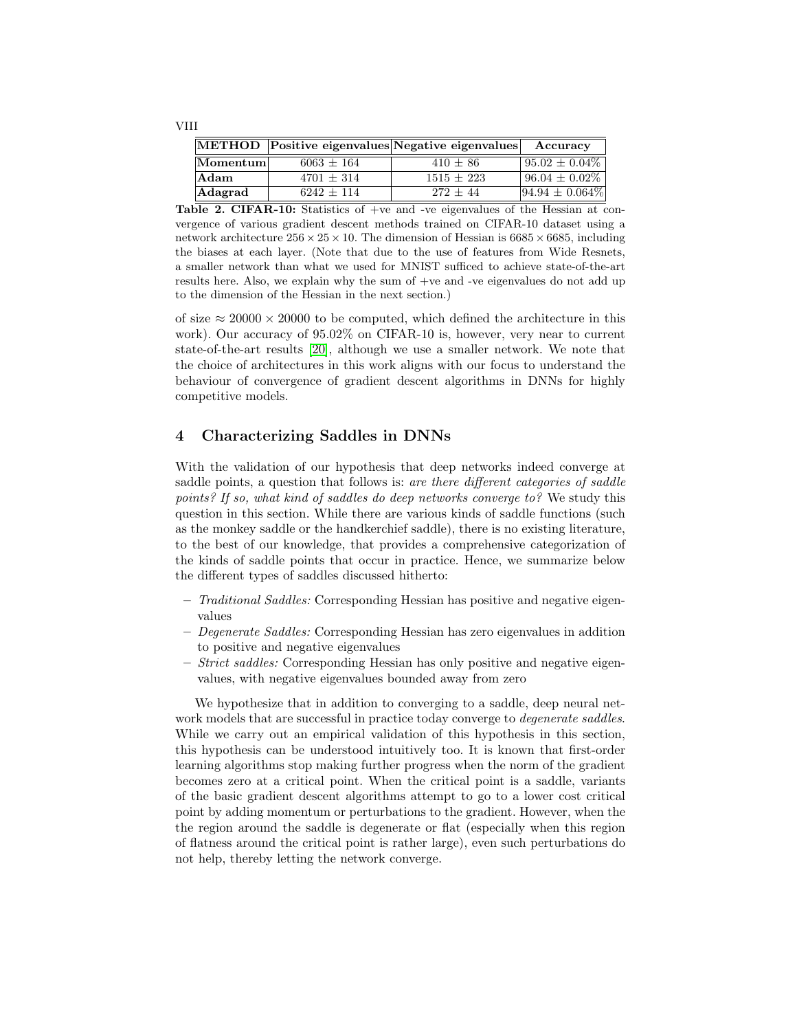| METHOD | Positive eigenvalues | Negative eigenvalues | Accuracy |
| --- | --- | --- | --- |
| **Momentum** | $6063 \pm 164$ | $410 \pm 86$ | $95.02 \pm 0.04\%$ |
| **Adam** | $4701 \pm 314$ | $1515 \pm 223$ | $96.04 \pm 0.02\%$ |
| **Adagrad** | $6242 \pm 114$ | $272 \pm 44$ | $94.94 \pm 0.064\%$ |

**Table 2. CIFAR-10:** Statistics of +ve and -ve eigenvalues of the Hessian at convergence of various gradient descent methods trained on CIFAR-10 dataset using a network architecture $256 \times 25 \times 10$. The dimension of Hessian is $6685 \times 6685$, including the biases at each layer. (Note that due to the use of features from Wide Resnets, a smaller network than what we used for MNIST sufficed to achieve state-of-the-art results here. Also, we explain why the sum of +ve and -ve eigenvalues do not add up to the dimension of the Hessian in the next section.)

of size $\approx 20000 \times 20000$ to be computed, which defined the architecture in this work). Our accuracy of 95.02% on CIFAR-10 is, however, very near to current state-of-the-art results [20], although we use a smaller network. We note that the choice of architectures in this work aligns with our focus to understand the behaviour of convergence of gradient descent algorithms in DNNs for highly competitive models.

## 4 Characterizing Saddles in DNNs

With the validation of our hypothesis that deep networks indeed converge at saddle points, a question that follows is: *are there different categories of saddle points? If so, what kind of saddles do deep networks converge to?* We study this question in this section. While there are various kinds of saddle functions (such as the monkey saddle or the handkerchief saddle), there is no existing literature, to the best of our knowledge, that provides a comprehensive categorization of the kinds of saddle points that occur in practice. Hence, we summarize below the different types of saddles discussed hitherto:

- *Traditional Saddles:* Corresponding Hessian has positive and negative eigenvalues
- *Degenerate Saddles:* Corresponding Hessian has zero eigenvalues in addition to positive and negative eigenvalues
- *Strict saddles:* Corresponding Hessian has only positive and negative eigenvalues, with negative eigenvalues bounded away from zero

We hypothesize that in addition to converging to a saddle, deep neural network models that are successful in practice today converge to *degenerate saddles*. While we carry out an empirical validation of this hypothesis in this section, this hypothesis can be understood intuitively too. It is known that first-order learning algorithms stop making further progress when the norm of the gradient becomes zero at a critical point. When the critical point is a saddle, variants of the basic gradient descent algorithms attempt to go to a lower cost critical point by adding momentum or perturbations to the gradient. However, when the the region around the saddle is degenerate or flat (especially when this region of flatness around the critical point is rather large), even such perturbations do not help, thereby letting the network converge.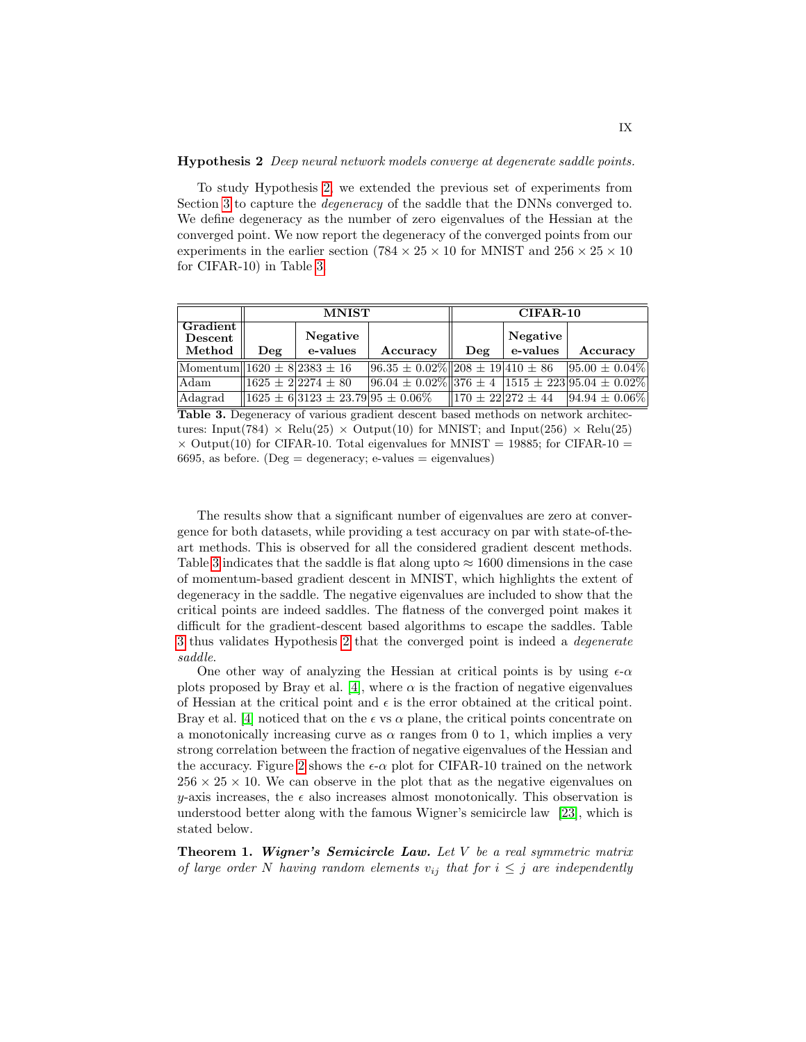**Hypothesis 2** *Deep neural network models converge at degenerate saddle points.*

To study Hypothesis 2, we extended the previous set of experiments from Section 3 to capture the *degeneracy* of the saddle that the DNNs converged to. We define degeneracy as the number of zero eigenvalues of the Hessian at the converged point. We now report the degeneracy of the converged points from our experiments in the earlier section ($784 \times 25 \times 10$ for MNIST and $256 \times 25 \times 10$ for CIFAR-10) in Table 3.

| Gradient Descent Method | MNIST | | | CIFAR-10 | | |
|---|---|---|---|---|---|---|
| | Deg | Negative e-values | Accuracy | Deg | Negative e-values | Accuracy |
| Momentum | $1620 \pm 8$ | $2383 \pm 16$ | $96.35 \pm 0.02\%$ | $208 \pm 19$ | $410 \pm 86$ | $95.00 \pm 0.04\%$ |
| Adam | $1625 \pm 2$ | $2274 \pm 80$ | $96.04 \pm 0.02\%$ | $376 \pm 4$ | $1515 \pm 223$ | $95.04 \pm 0.02\%$ |
| Adagrad | $1625 \pm 6$ | $3123 \pm 23.79$ | $95 \pm 0.06\%$ | $170 \pm 22$ | $272 \pm 44$ | $94.94 \pm 0.06\%$ |

**Table 3.** Degeneracy of various gradient descent based methods on network architectures: Input(784) $\times$ Relu(25) $\times$ Output(10) for MNIST; and Input(256) $\times$ Relu(25) $\times$ Output(10) for CIFAR-10. Total eigenvalues for MNIST = 19885; for CIFAR-10 = 6695, as before. (Deg = degeneracy; e-values = eigenvalues)

The results show that a significant number of eigenvalues are zero at convergence for both datasets, while providing a test accuracy on par with state-of-the-art methods. This is observed for all the considered gradient descent methods. Table 3 indicates that the saddle is flat along upto $\approx 1600$ dimensions in the case of momentum-based gradient descent in MNIST, which highlights the extent of degeneracy in the saddle. The negative eigenvalues are included to show that the critical points are indeed saddles. The flatness of the converged point makes it difficult for the gradient-descent based algorithms to escape the saddles. Table 3 thus validates Hypothesis 2 that the converged point is indeed a *degenerate saddle*.

One other way of analyzing the Hessian at critical points is by using $\epsilon$-$\alpha$ plots proposed by Bray et al. [4], where $\alpha$ is the fraction of negative eigenvalues of Hessian at the critical point and $\epsilon$ is the error obtained at the critical point. Bray et al. [4] noticed that on the $\epsilon$ vs $\alpha$ plane, the critical points concentrate on a monotonically increasing curve as $\alpha$ ranges from 0 to 1, which implies a very strong correlation between the fraction of negative eigenvalues of the Hessian and the accuracy. Figure 2 shows the $\epsilon$-$\alpha$ plot for CIFAR-10 trained on the network $256 \times 25 \times 10$. We can observe in the plot that as the negative eigenvalues on $y$-axis increases, the $\epsilon$ also increases almost monotonically. This observation is understood better along with the famous Wigner's semicircle law [23], which is stated below.

**Theorem 1.** ***Wigner's Semicircle Law.*** *Let $V$ be a real symmetric matrix of large order $N$ having random elements $v_{ij}$ that for $i \leq j$ are independently*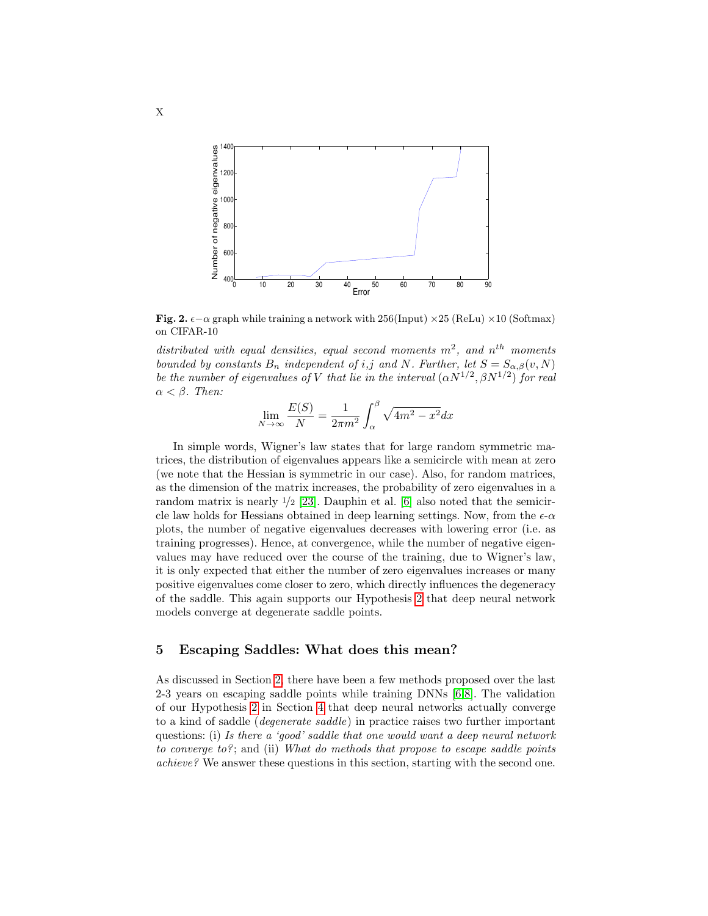**Fig. 2.** $\epsilon-\alpha$ graph while training a network with 256(Input) ×25 (ReLu) ×10 (Softmax) on CIFAR-10

*distributed with equal densities, equal second moments* $m^2$*, and* $n^{th}$ *moments bounded by constants* $B_n$ *independent of i,j and N. Further, let* $S = S_{\alpha,\beta}(v, N)$ *be the number of eigenvalues of V that lie in the interval* $(\alpha N^{1/2}, \beta N^{1/2})$ *for real* $\alpha < \beta$*. Then:*

$$\lim_{N\to\infty} \frac{E(S)}{N} = \frac{1}{2\pi m^2} \int_{\alpha}^{\beta} \sqrt{4m^2 - x^2}dx$$

In simple words, Wigner's law states that for large random symmetric matrices, the distribution of eigenvalues appears like a semicircle with mean at zero (we note that the Hessian is symmetric in our case). Also, for random matrices, as the dimension of the matrix increases, the probability of zero eigenvalues in a random matrix is nearly $1/2$ [23]. Dauphin et al. [6] also noted that the semicircle law holds for Hessians obtained in deep learning settings. Now, from the $\epsilon$-$\alpha$ plots, the number of negative eigenvalues decreases with lowering error (i.e. as training progresses). Hence, at convergence, while the number of negative eigenvalues may have reduced over the course of the training, due to Wigner's law, it is only expected that either the number of zero eigenvalues increases or many positive eigenvalues come closer to zero, which directly influences the degeneracy of the saddle. This again supports our Hypothesis 2 that deep neural network models converge at degenerate saddle points.

## 5 Escaping Saddles: What does this mean?

As discussed in Section 2, there have been a few methods proposed over the last 2-3 years on escaping saddle points while training DNNs [6,8]. The validation of our Hypothesis 2 in Section 4 that deep neural networks actually converge to a kind of saddle (*degenerate saddle*) in practice raises two further important questions: (i) *Is there a 'good' saddle that one would want a deep neural network to converge to?*; and (ii) *What do methods that propose to escape saddle points achieve?* We answer these questions in this section, starting with the second one.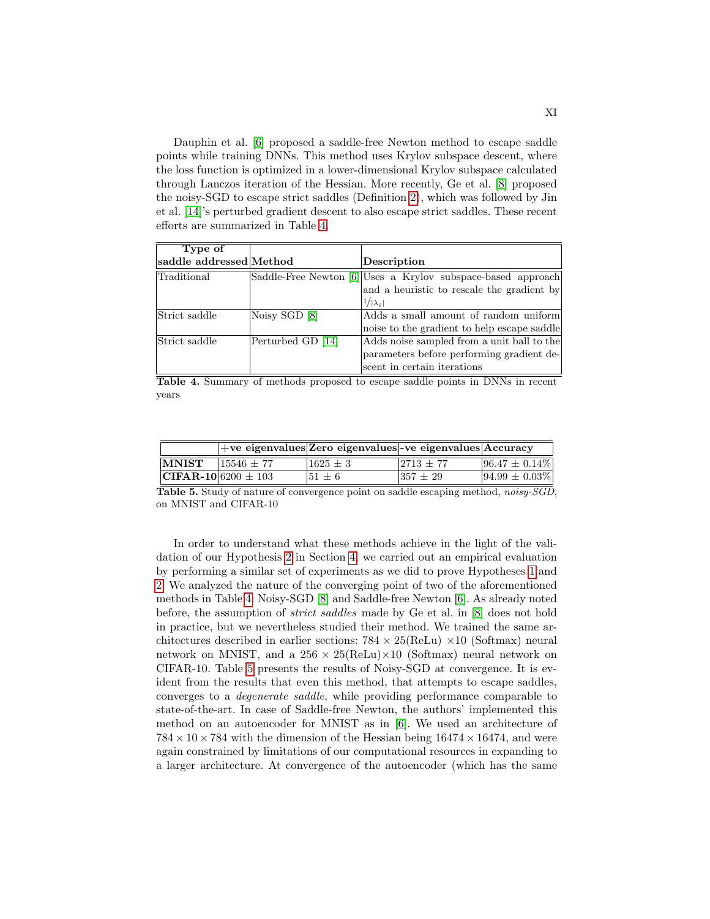Dauphin et al. [6] proposed a saddle-free Newton method to escape saddle points while training DNNs. This method uses Krylov subspace descent, where the loss function is optimized in a lower-dimensional Krylov subspace calculated through Lanczos iteration of the Hessian. More recently, Ge et al. [8] proposed the noisy-SGD to escape strict saddles (Definition 2), which was followed by Jin et al. [14]'s perturbed gradient descent to also escape strict saddles. These recent efforts are summarized in Table 4.

| Type of saddle addressed | Method | Description |
|---|---|---|
| Traditional | Saddle-Free Newton [6] | Uses a Krylov subspace-based approach and a heuristic to rescale the gradient by $1/\lvert\lambda_i\rvert$ |
| Strict saddle | Noisy SGD [8] | Adds a small amount of random uniform noise to the gradient to help escape saddle |
| Strict saddle | Perturbed GD [14] | Adds noise sampled from a unit ball to the parameters before performing gradient descent in certain iterations |

**Table 4.** Summary of methods proposed to escape saddle points in DNNs in recent years

| | +ve eigenvalues | Zero eigenvalues | -ve eigenvalues | Accuracy |
|---|---|---|---|---|
| **MNIST** | $15546 \pm 77$ | $1625 \pm 3$ | $2713 \pm 77$ | $96.47 \pm 0.14\%$ |
| **CIFAR-10** | $6200 \pm 103$ | $51 \pm 6$ | $357 \pm 29$ | $94.99 \pm 0.03\%$ |

**Table 5.** Study of nature of convergence point on saddle escaping method, *noisy-SGD*, on MNIST and CIFAR-10

In order to understand what these methods achieve in the light of the validation of our Hypothesis 2 in Section 4, we carried out an empirical evaluation by performing a similar set of experiments as we did to prove Hypotheses 1 and 2. We analyzed the nature of the converging point of two of the aforementioned methods in Table 4: Noisy-SGD [8] and Saddle-free Newton [6]. As already noted before, the assumption of *strict saddles* made by Ge et al. in [8] does not hold in practice, but we nevertheless studied their method. We trained the same architectures described in earlier sections: $784 \times 25$(ReLu) $\times 10$ (Softmax) neural network on MNIST, and a $256 \times 25$(ReLu)$\times 10$ (Softmax) neural network on CIFAR-10. Table 5 presents the results of Noisy-SGD at convergence. It is evident from the results that even this method, that attempts to escape saddles, converges to a *degenerate saddle*, while providing performance comparable to state-of-the-art. In case of Saddle-free Newton, the authors' implemented this method on an autoencoder for MNIST as in [6]. We used an architecture of $784 \times 10 \times 784$ with the dimension of the Hessian being $16474 \times 16474$, and were again constrained by limitations of our computational resources in expanding to a larger architecture. At convergence of the autoencoder (which has the same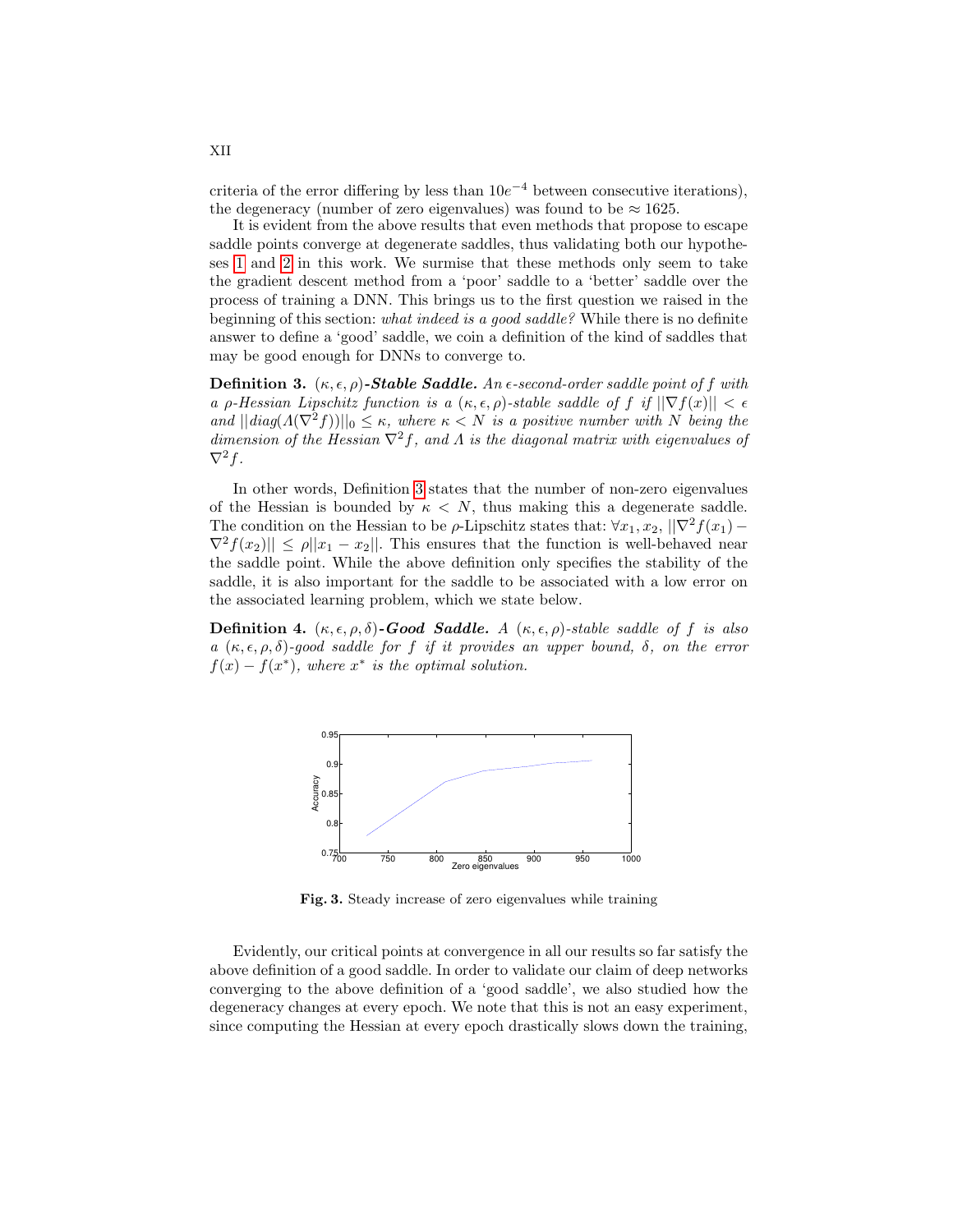criteria of the error differing by less than $10e^{-4}$ between consecutive iterations), the degeneracy (number of zero eigenvalues) was found to be $\approx 1625$.

It is evident from the above results that even methods that propose to escape saddle points converge at degenerate saddles, thus validating both our hypotheses 1 and 2 in this work. We surmise that these methods only seem to take the gradient descent method from a 'poor' saddle to a 'better' saddle over the process of training a DNN. This brings us to the first question we raised in the beginning of this section: *what indeed is a good saddle?* While there is no definite answer to define a 'good' saddle, we coin a definition of the kind of saddles that may be good enough for DNNs to converge to.

**Definition 3.** $(\kappa, \epsilon, \rho)$***-Stable Saddle.*** *An $\epsilon$-second-order saddle point of $f$ with a $\rho$-Hessian Lipschitz function is a $(\kappa, \epsilon, \rho)$-stable saddle of $f$ if $||\nabla f(x)|| < \epsilon$ and $||diag(\Lambda(\nabla^2 f))||_0 \leq \kappa$, where $\kappa < N$ is a positive number with $N$ being the dimension of the Hessian $\nabla^2 f$, and $\Lambda$ is the diagonal matrix with eigenvalues of $\nabla^2 f$.*

In other words, Definition 3 states that the number of non-zero eigenvalues of the Hessian is bounded by $\kappa < N$, thus making this a degenerate saddle. The condition on the Hessian to be $\rho$-Lipschitz states that: $\forall x_1, x_2$, $||\nabla^2 f(x_1) - \nabla^2 f(x_2)|| \leq \rho ||x_1 - x_2||$. This ensures that the function is well-behaved near the saddle point. While the above definition only specifies the stability of the saddle, it is also important for the saddle to be associated with a low error on the associated learning problem, which we state below.

**Definition 4.** $(\kappa, \epsilon, \rho, \delta)$***-Good Saddle.*** *A $(\kappa, \epsilon, \rho)$-stable saddle of $f$ is also a $(\kappa, \epsilon, \rho, \delta)$-good saddle for $f$ if it provides an upper bound, $\delta$, on the error $f(x) - f(x^*)$, where $x^*$ is the optimal solution.*

**Fig. 3.** Steady increase of zero eigenvalues while training

Evidently, our critical points at convergence in all our results so far satisfy the above definition of a good saddle. In order to validate our claim of deep networks converging to the above definition of a 'good saddle', we also studied how the degeneracy changes at every epoch. We note that this is not an easy experiment, since computing the Hessian at every epoch drastically slows down the training,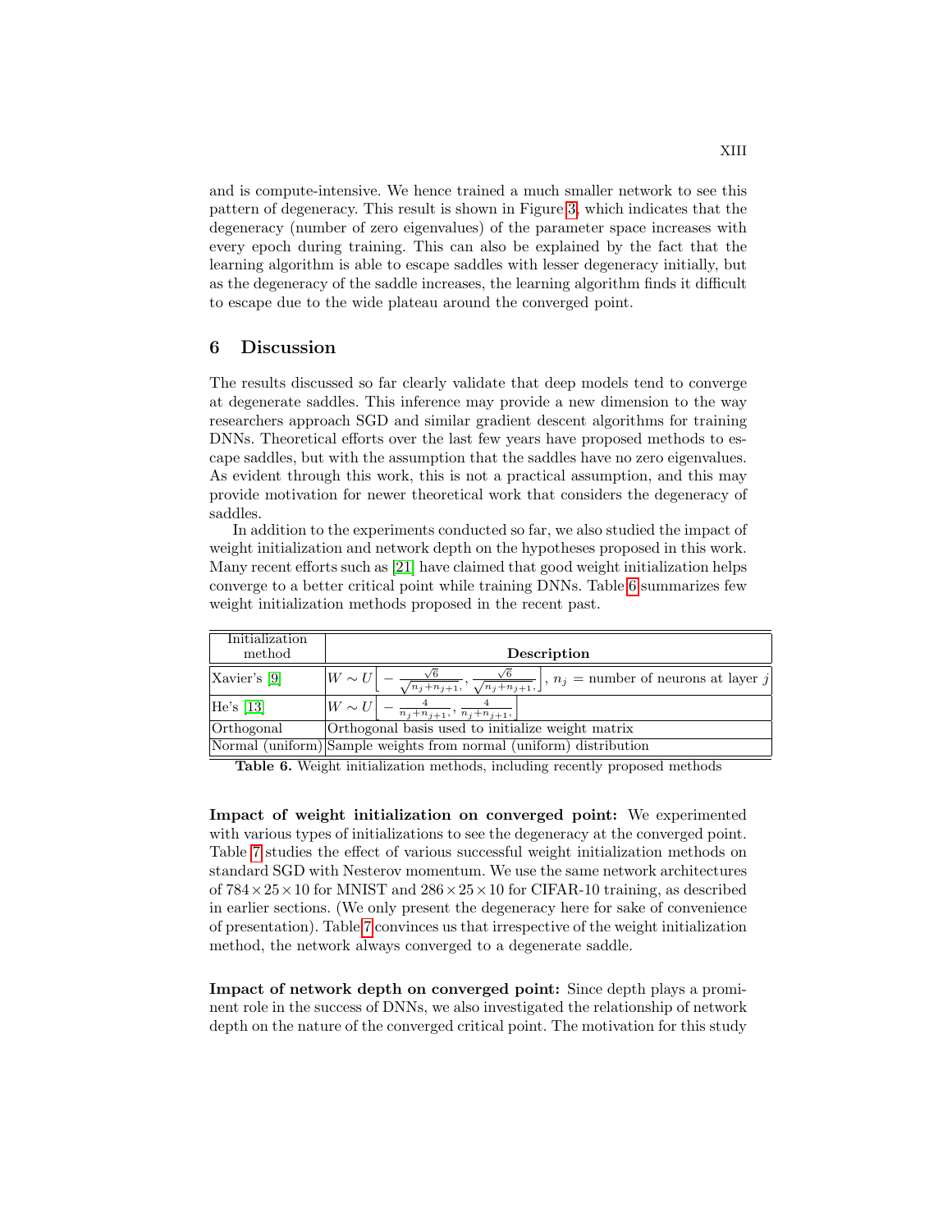and is compute-intensive. We hence trained a much smaller network to see this pattern of degeneracy. This result is shown in Figure 3, which indicates that the degeneracy (number of zero eigenvalues) of the parameter space increases with every epoch during training. This can also be explained by the fact that the learning algorithm is able to escape saddles with lesser degeneracy initially, but as the degeneracy of the saddle increases, the learning algorithm finds it difficult to escape due to the wide plateau around the converged point.

## 6 Discussion

The results discussed so far clearly validate that deep models tend to converge at degenerate saddles. This inference may provide a new dimension to the way researchers approach SGD and similar gradient descent algorithms for training DNNs. Theoretical efforts over the last few years have proposed methods to escape saddles, but with the assumption that the saddles have no zero eigenvalues. As evident through this work, this is not a practical assumption, and this may provide motivation for newer theoretical work that considers the degeneracy of saddles.

In addition to the experiments conducted so far, we also studied the impact of weight initialization and network depth on the hypotheses proposed in this work. Many recent efforts such as [21] have claimed that good weight initialization helps converge to a better critical point while training DNNs. Table 6 summarizes few weight initialization methods proposed in the recent past.

| Initialization method | Description |
|---|---|
| Xavier's [9] | $W \sim U\left[-\frac{\sqrt{6}}{\sqrt{n_j+n_{j+1}}}, \frac{\sqrt{6}}{\sqrt{n_j+n_{j+1}}}\right]$, $n_j$ = number of neurons at layer $j$ |
| He's [13] | $W \sim U\left[-\frac{4}{n_j+n_{j+1}}, \frac{4}{n_j+n_{j+1}}\right]$ |
| Orthogonal | Orthogonal basis used to initialize weight matrix |
| Normal (uniform) | Sample weights from normal (uniform) distribution |

**Table 6.** Weight initialization methods, including recently proposed methods

**Impact of weight initialization on converged point:** We experimented with various types of initializations to see the degeneracy at the converged point. Table 7 studies the effect of various successful weight initialization methods on standard SGD with Nesterov momentum. We use the same network architectures of $784 \times 25 \times 10$ for MNIST and $286 \times 25 \times 10$ for CIFAR-10 training, as described in earlier sections. (We only present the degeneracy here for sake of convenience of presentation). Table 7 convinces us that irrespective of the weight initialization method, the network always converged to a degenerate saddle.

**Impact of network depth on converged point:** Since depth plays a prominent role in the success of DNNs, we also investigated the relationship of network depth on the nature of the converged critical point. The motivation for this study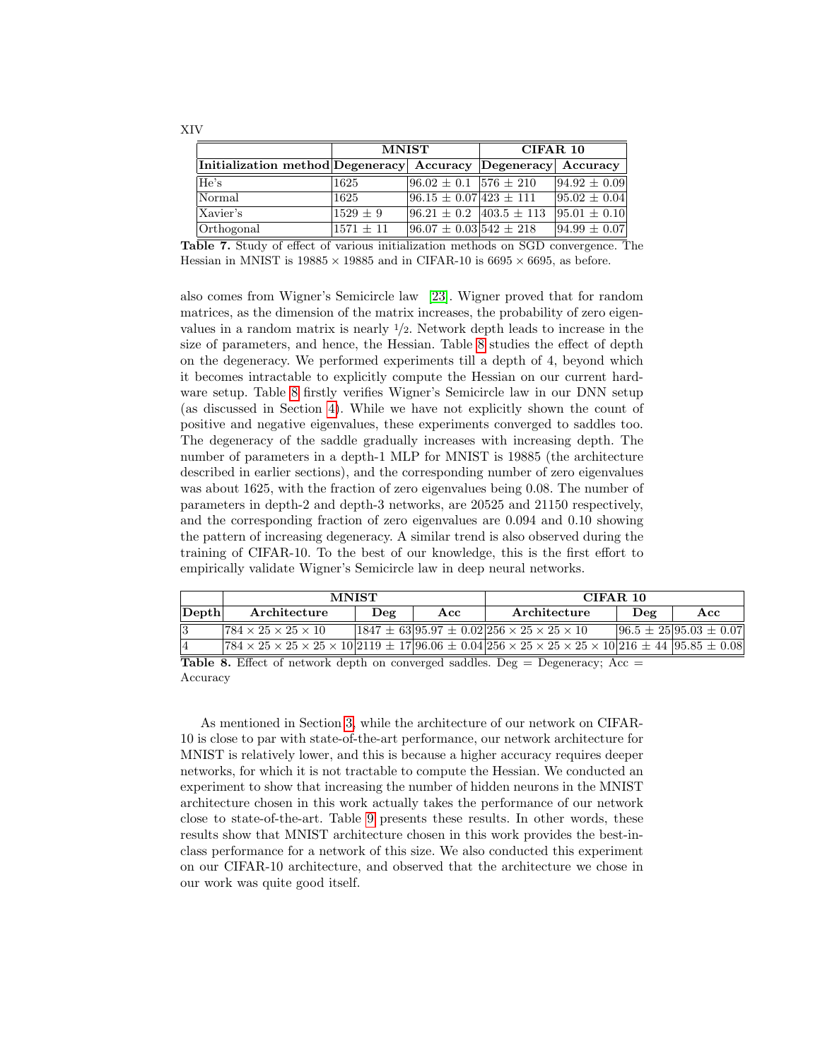| | MNIST | | CIFAR 10 | |
|---|---|---|---|---|
| **Initialization method** | **Degeneracy** | **Accuracy** | **Degeneracy** | **Accuracy** |
| He's | 1625 | $96.02 \pm 0.1$ | $576 \pm 210$ | $94.92 \pm 0.09$ |
| Normal | 1625 | $96.15 \pm 0.07$ | $423 \pm 111$ | $95.02 \pm 0.04$ |
| Xavier's | $1529 \pm 9$ | $96.21 \pm 0.2$ | $403.5 \pm 113$ | $95.01 \pm 0.10$ |
| Orthogonal | $1571 \pm 11$ | $96.07 \pm 0.03$ | $542 \pm 218$ | $94.99 \pm 0.07$ |

**Table 7.** Study of effect of various initialization methods on SGD convergence. The Hessian in MNIST is $19885 \times 19885$ and in CIFAR-10 is $6695 \times 6695$, as before.

also comes from Wigner's Semicircle law [23]. Wigner proved that for random matrices, as the dimension of the matrix increases, the probability of zero eigenvalues in a random matrix is nearly $1/2$. Network depth leads to increase in the size of parameters, and hence, the Hessian. Table 8 studies the effect of depth on the degeneracy. We performed experiments till a depth of 4, beyond which it becomes intractable to explicitly compute the Hessian on our current hardware setup. Table 8 firstly verifies Wigner's Semicircle law in our DNN setup (as discussed in Section 4). While we have not explicitly shown the count of positive and negative eigenvalues, these experiments converged to saddles too. The degeneracy of the saddle gradually increases with increasing depth. The number of parameters in a depth-1 MLP for MNIST is 19885 (the architecture described in earlier sections), and the corresponding number of zero eigenvalues was about 1625, with the fraction of zero eigenvalues being 0.08. The number of parameters in depth-2 and depth-3 networks, are 20525 and 21150 respectively, and the corresponding fraction of zero eigenvalues are 0.094 and 0.10 showing the pattern of increasing degeneracy. A similar trend is also observed during the training of CIFAR-10. To the best of our knowledge, this is the first effort to empirically validate Wigner's Semicircle law in deep neural networks.

| | MNIST | | | CIFAR 10 | | |
|---|---|---|---|---|---|---|
| **Depth** | **Architecture** | **Deg** | **Acc** | **Architecture** | **Deg** | **Acc** |
| 3 | $784 \times 25 \times 25 \times 10$ | $1847 \pm 63$ | $95.97 \pm 0.02$ | $256 \times 25 \times 25 \times 10$ | $96.5 \pm 25$ | $95.03 \pm 0.07$ |
| 4 | $784 \times 25 \times 25 \times 25 \times 10$ | $2119 \pm 17$ | $96.06 \pm 0.04$ | $256 \times 25 \times 25 \times 25 \times 10$ | $216 \pm 44$ | $95.85 \pm 0.08$ |

**Table 8.** Effect of network depth on converged saddles. Deg = Degeneracy; Acc = Accuracy

As mentioned in Section 3, while the architecture of our network on CIFAR-10 is close to par with state-of-the-art performance, our network architecture for MNIST is relatively lower, and this is because a higher accuracy requires deeper networks, for which it is not tractable to compute the Hessian. We conducted an experiment to show that increasing the number of hidden neurons in the MNIST architecture chosen in this work actually takes the performance of our network close to state-of-the-art. Table 9 presents these results. In other words, these results show that MNIST architecture chosen in this work provides the best-in-class performance for a network of this size. We also conducted this experiment on our CIFAR-10 architecture, and observed that the architecture we chose in our work was quite good itself.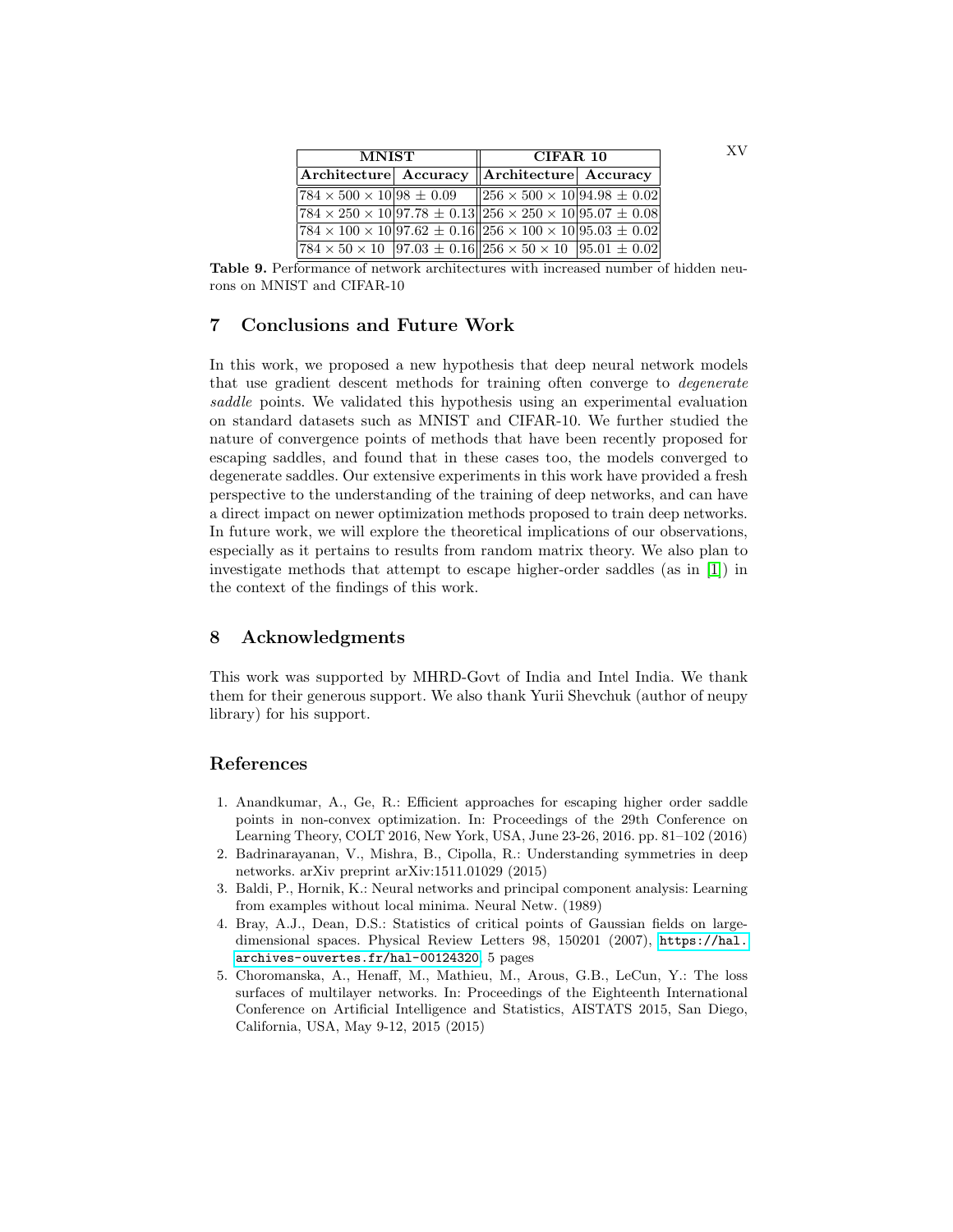| MNIST | | CIFAR 10 | |
|---|---|---|---|
| **Architecture** | **Accuracy** | **Architecture** | **Accuracy** |
| $784 \times 500 \times 10$ | $98 \pm 0.09$ | $256 \times 500 \times 10$ | $94.98 \pm 0.02$ |
| $784 \times 250 \times 10$ | $97.78 \pm 0.13$ | $256 \times 250 \times 10$ | $95.07 \pm 0.08$ |
| $784 \times 100 \times 10$ | $97.62 \pm 0.16$ | $256 \times 100 \times 10$ | $95.03 \pm 0.02$ |
| $784 \times 50 \times 10$ | $97.03 \pm 0.16$ | $256 \times 50 \times 10$ | $95.01 \pm 0.02$ |

**Table 9.** Performance of network architectures with increased number of hidden neurons on MNIST and CIFAR-10

## 7 Conclusions and Future Work

In this work, we proposed a new hypothesis that deep neural network models that use gradient descent methods for training often converge to *degenerate saddle* points. We validated this hypothesis using an experimental evaluation on standard datasets such as MNIST and CIFAR-10. We further studied the nature of convergence points of methods that have been recently proposed for escaping saddles, and found that in these cases too, the models converged to degenerate saddles. Our extensive experiments in this work have provided a fresh perspective to the understanding of the training of deep networks, and can have a direct impact on newer optimization methods proposed to train deep networks. In future work, we will explore the theoretical implications of our observations, especially as it pertains to results from random matrix theory. We also plan to investigate methods that attempt to escape higher-order saddles (as in [1]) in the context of the findings of this work.

## 8 Acknowledgments

This work was supported by MHRD-Govt of India and Intel India. We thank them for their generous support. We also thank Yurii Shevchuk (author of neupy library) for his support.

## References

1. Anandkumar, A., Ge, R.: Efficient approaches for escaping higher order saddle points in non-convex optimization. In: Proceedings of the 29th Conference on Learning Theory, COLT 2016, New York, USA, June 23-26, 2016. pp. 81–102 (2016)
2. Badrinarayanan, V., Mishra, B., Cipolla, R.: Understanding symmetries in deep networks. arXiv preprint arXiv:1511.01029 (2015)
3. Baldi, P., Hornik, K.: Neural networks and principal component analysis: Learning from examples without local minima. Neural Netw. (1989)
4. Bray, A.J., Dean, D.S.: Statistics of critical points of Gaussian fields on large-dimensional spaces. Physical Review Letters 98, 150201 (2007), https://hal.archives-ouvertes.fr/hal-00124320, 5 pages
5. Choromanska, A., Henaff, M., Mathieu, M., Arous, G.B., LeCun, Y.: The loss surfaces of multilayer networks. In: Proceedings of the Eighteenth International Conference on Artificial Intelligence and Statistics, AISTATS 2015, San Diego, California, USA, May 9-12, 2015 (2015)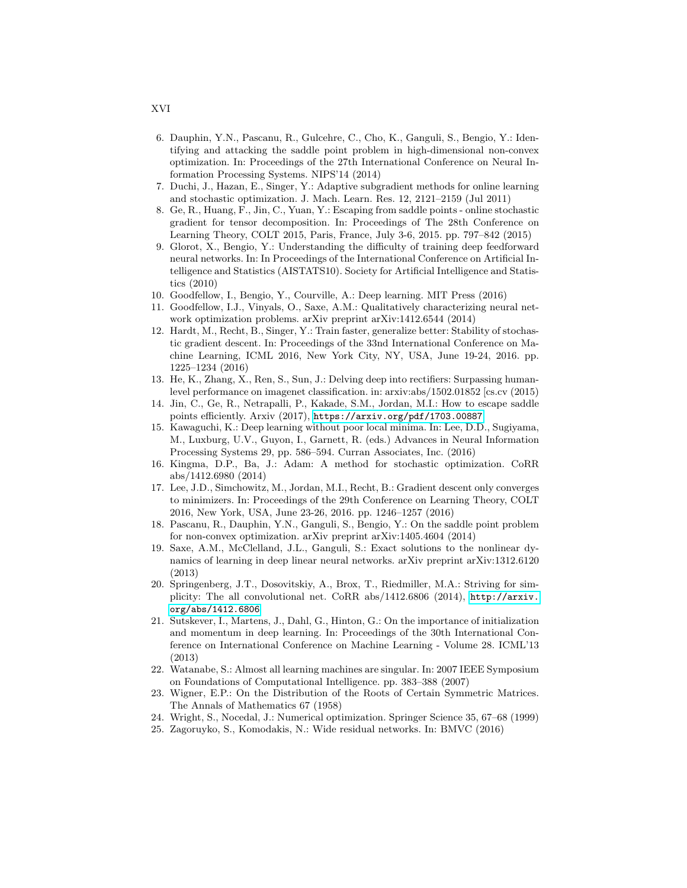6. Dauphin, Y.N., Pascanu, R., Gulcehre, C., Cho, K., Ganguli, S., Bengio, Y.: Identifying and attacking the saddle point problem in high-dimensional non-convex optimization. In: Proceedings of the 27th International Conference on Neural Information Processing Systems. NIPS'14 (2014)
7. Duchi, J., Hazan, E., Singer, Y.: Adaptive subgradient methods for online learning and stochastic optimization. J. Mach. Learn. Res. 12, 2121–2159 (Jul 2011)
8. Ge, R., Huang, F., Jin, C., Yuan, Y.: Escaping from saddle points - online stochastic gradient for tensor decomposition. In: Proceedings of The 28th Conference on Learning Theory, COLT 2015, Paris, France, July 3-6, 2015. pp. 797–842 (2015)
9. Glorot, X., Bengio, Y.: Understanding the difficulty of training deep feedforward neural networks. In: In Proceedings of the International Conference on Artificial Intelligence and Statistics (AISTATS10). Society for Artificial Intelligence and Statistics (2010)
10. Goodfellow, I., Bengio, Y., Courville, A.: Deep learning. MIT Press (2016)
11. Goodfellow, I.J., Vinyals, O., Saxe, A.M.: Qualitatively characterizing neural network optimization problems. arXiv preprint arXiv:1412.6544 (2014)
12. Hardt, M., Recht, B., Singer, Y.: Train faster, generalize better: Stability of stochastic gradient descent. In: Proceedings of the 33nd International Conference on Machine Learning, ICML 2016, New York City, NY, USA, June 19-24, 2016. pp. 1225–1234 (2016)
13. He, K., Zhang, X., Ren, S., Sun, J.: Delving deep into rectifiers: Surpassing human-level performance on imagenet classification. in: arxiv:abs/1502.01852 [cs.cv (2015)
14. Jin, C., Ge, R., Netrapalli, P., Kakade, S.M., Jordan, M.I.: How to escape saddle points efficiently. Arxiv (2017), https://arxiv.org/pdf/1703.00887
15. Kawaguchi, K.: Deep learning without poor local minima. In: Lee, D.D., Sugiyama, M., Luxburg, U.V., Guyon, I., Garnett, R. (eds.) Advances in Neural Information Processing Systems 29, pp. 586–594. Curran Associates, Inc. (2016)
16. Kingma, D.P., Ba, J.: Adam: A method for stochastic optimization. CoRR abs/1412.6980 (2014)
17. Lee, J.D., Simchowitz, M., Jordan, M.I., Recht, B.: Gradient descent only converges to minimizers. In: Proceedings of the 29th Conference on Learning Theory, COLT 2016, New York, USA, June 23-26, 2016. pp. 1246–1257 (2016)
18. Pascanu, R., Dauphin, Y.N., Ganguli, S., Bengio, Y.: On the saddle point problem for non-convex optimization. arXiv preprint arXiv:1405.4604 (2014)
19. Saxe, A.M., McClelland, J.L., Ganguli, S.: Exact solutions to the nonlinear dynamics of learning in deep linear neural networks. arXiv preprint arXiv:1312.6120 (2013)
20. Springenberg, J.T., Dosovitskiy, A., Brox, T., Riedmiller, M.A.: Striving for simplicity: The all convolutional net. CoRR abs/1412.6806 (2014), http://arxiv.org/abs/1412.6806
21. Sutskever, I., Martens, J., Dahl, G., Hinton, G.: On the importance of initialization and momentum in deep learning. In: Proceedings of the 30th International Conference on International Conference on Machine Learning - Volume 28. ICML'13 (2013)
22. Watanabe, S.: Almost all learning machines are singular. In: 2007 IEEE Symposium on Foundations of Computational Intelligence. pp. 383–388 (2007)
23. Wigner, E.P.: On the Distribution of the Roots of Certain Symmetric Matrices. The Annals of Mathematics 67 (1958)
24. Wright, S., Nocedal, J.: Numerical optimization. Springer Science 35, 67–68 (1999)
25. Zagoruyko, S., Komodakis, N.: Wide residual networks. In: BMVC (2016)